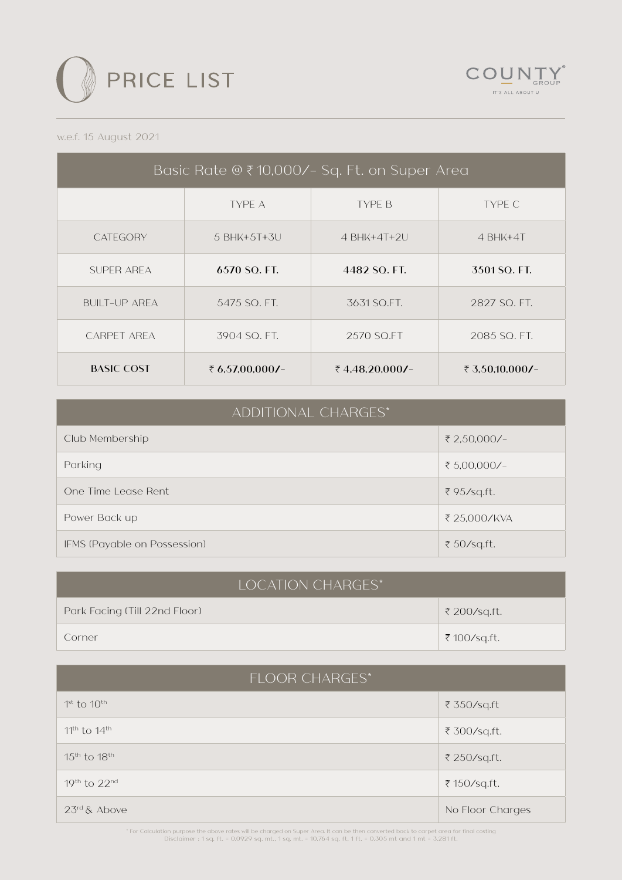# PRICE LIST

COUNTY GROUP
IT'S ALL ABOUT U

w.e.f. 15 August 2021

| Basic Rate @ ₹ 10,000/- Sq. Ft. on Super Area | | | |
|---|---|---|---|
| | TYPE A | TYPE B | TYPE C |
| CATEGORY | 5 BHK+5T+3U | 4 BHK+4T+2U | 4 BHK+4T |
| SUPER AREA | **6570 SQ. FT.** | **4482 SQ. FT.** | **3501 SQ. FT.** |
| BUILT-UP AREA | 5475 SQ. FT. | 3631 SQ.FT. | 2827 SQ. FT. |
| CARPET AREA | 3904 SQ. FT. | 2570 SQ.FT | 2085 SQ. FT. |
| **BASIC COST** | **₹ 6,57,00,000/-** | **₹ 4,48,20,000/-** | **₹ 3,50,10,000/-** |

| ADDITIONAL CHARGES* | |
|---|---|
| Club Membership | ₹ 2,50,000/- |
| Parking | ₹ 5,00,000/- |
| One Time Lease Rent | ₹ 95/sq.ft. |
| Power Back up | ₹ 25,000/KVA |
| IFMS (Payable on Possession) | ₹ 50/sq.ft. |

| LOCATION CHARGES* | |
|---|---|
| Park Facing (Till 22nd Floor) | ₹ 200/sq.ft. |
| Corner | ₹ 100/sq.ft. |

| FLOOR CHARGES* | |
|---|---|
| 1st to 10th | ₹ 350/sq.ft |
| 11th to 14th | ₹ 300/sq.ft. |
| 15th to 18th | ₹ 250/sq.ft. |
| 19th to 22nd | ₹ 150/sq.ft. |
| 23rd & Above | No Floor Charges |

* For Calculation purpose the above rates will be charged on Super Area. It can be then converted back to carpet area for final costing
Disclaimer : 1 sq. ft. = 0.0929 sq. mt., 1 sq. mt. = 10.764 sq. ft. 1 ft. = 0.305 mt and 1 mt = 3.281 ft.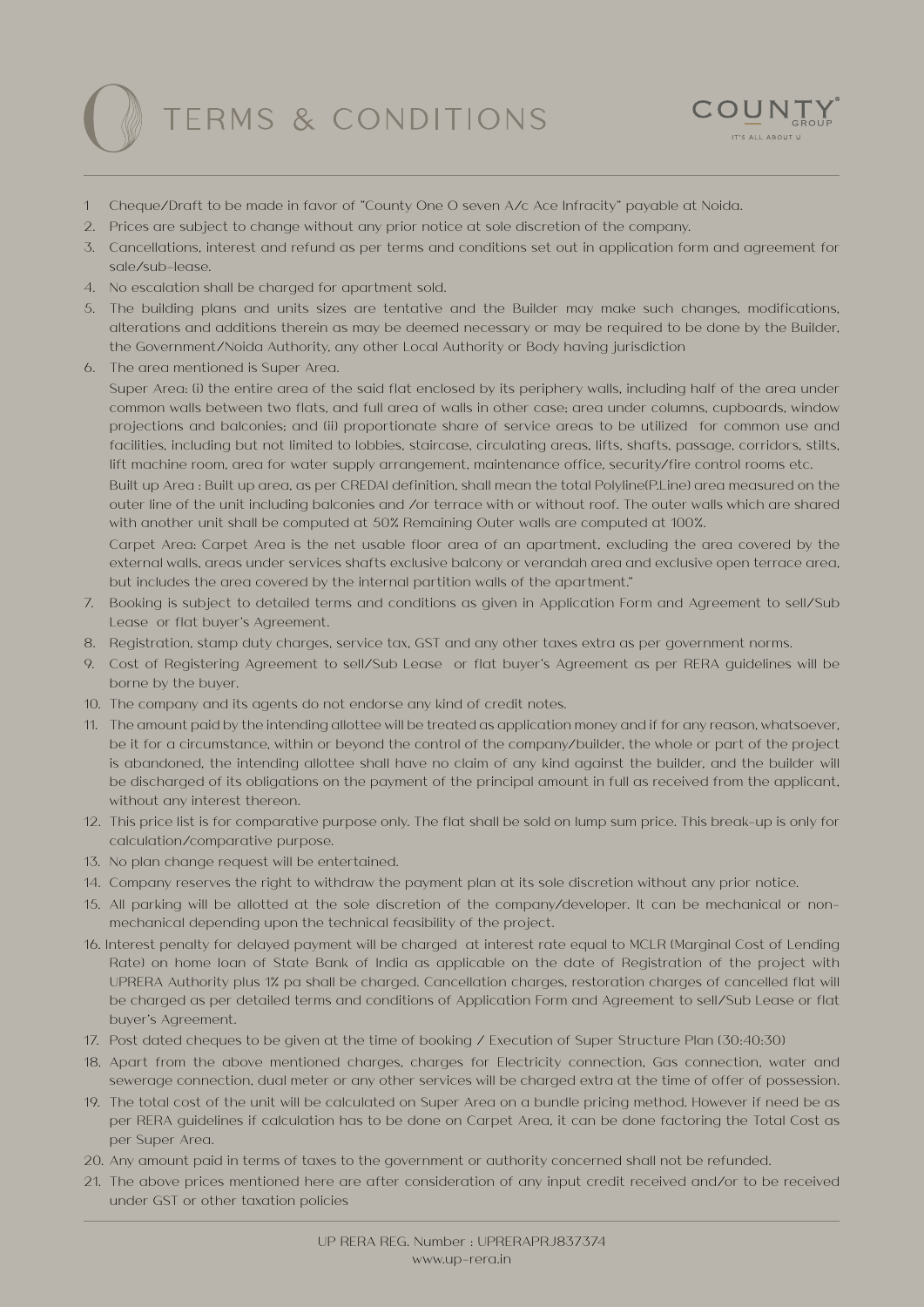# TERMS & CONDITIONS

COUNTY GROUP
IT'S ALL ABOUT U

1. Cheque/Draft to be made in favor of "County One O seven A/c Ace Infracity" payable at Noida.
2. Prices are subject to change without any prior notice at sole discretion of the company.
3. Cancellations, interest and refund as per terms and conditions set out in application form and agreement for sale/sub-lease.
4. No escalation shall be charged for apartment sold.
5. The building plans and units sizes are tentative and the Builder may make such changes, modifications, alterations and additions therein as may be deemed necessary or may be required to be done by the Builder, the Government/Noida Authority, any other Local Authority or Body having jurisdiction
6. The area mentioned is Super Area.

   Super Area: (i) the entire area of the said flat enclosed by its periphery walls, including half of the area under common walls between two flats, and full area of walls in other case; area under columns, cupboards, window projections and balconies; and (ii) proportionate share of service areas to be utilized for common use and facilities, including but not limited to lobbies, staircase, circulating areas, lifts, shafts, passage, corridors, stilts, lift machine room, area for water supply arrangement, maintenance office, security/fire control rooms etc.

   Built up Area : Built up area, as per CREDAI definition, shall mean the total Polyline(P.Line) area measured on the outer line of the unit including balconies and /or terrace with or without roof. The outer walls which are shared with another unit shall be computed at 50% Remaining Outer walls are computed at 100%.

   Carpet Area: Carpet Area is the net usable floor area of an apartment, excluding the area covered by the external walls, areas under services shafts exclusive balcony or verandah area and exclusive open terrace area, but includes the area covered by the internal partition walls of the apartment."
7. Booking is subject to detailed terms and conditions as given in Application Form and Agreement to sell/Sub Lease or flat buyer's Agreement.
8. Registration, stamp duty charges, service tax, GST and any other taxes extra as per government norms.
9. Cost of Registering Agreement to sell/Sub Lease or flat buyer's Agreement as per RERA guidelines will be borne by the buyer.
10. The company and its agents do not endorse any kind of credit notes.
11. The amount paid by the intending allottee will be treated as application money and if for any reason, whatsoever, be it for a circumstance, within or beyond the control of the company/builder, the whole or part of the project is abandoned, the intending allottee shall have no claim of any kind against the builder, and the builder will be discharged of its obligations on the payment of the principal amount in full as received from the applicant, without any interest thereon.
12. This price list is for comparative purpose only. The flat shall be sold on lump sum price. This break-up is only for calculation/comparative purpose.
13. No plan change request will be entertained.
14. Company reserves the right to withdraw the payment plan at its sole discretion without any prior notice.
15. All parking will be allotted at the sole discretion of the company/developer. It can be mechanical or non-mechanical depending upon the technical feasibility of the project.
16. Interest penalty for delayed payment will be charged at interest rate equal to MCLR (Marginal Cost of Lending Rate) on home loan of State Bank of India as applicable on the date of Registration of the project with UPRERA Authority plus 1% pa shall be charged. Cancellation charges, restoration charges of cancelled flat will be charged as per detailed terms and conditions of Application Form and Agreement to sell/Sub Lease or flat buyer's Agreement.
17. Post dated cheques to be given at the time of booking / Execution of Super Structure Plan (30:40:30)
18. Apart from the above mentioned charges, charges for Electricity connection, Gas connection, water and sewerage connection, dual meter or any other services will be charged extra at the time of offer of possession.
19. The total cost of the unit will be calculated on Super Area on a bundle pricing method. However if need be as per RERA guidelines if calculation has to be done on Carpet Area, it can be done factoring the Total Cost as per Super Area.
20. Any amount paid in terms of taxes to the government or authority concerned shall not be refunded.
21. The above prices mentioned here are after consideration of any input credit received and/or to be received under GST or other taxation policies

UP RERA REG. Number : UPRERAPRJ837374
www.up-rera.in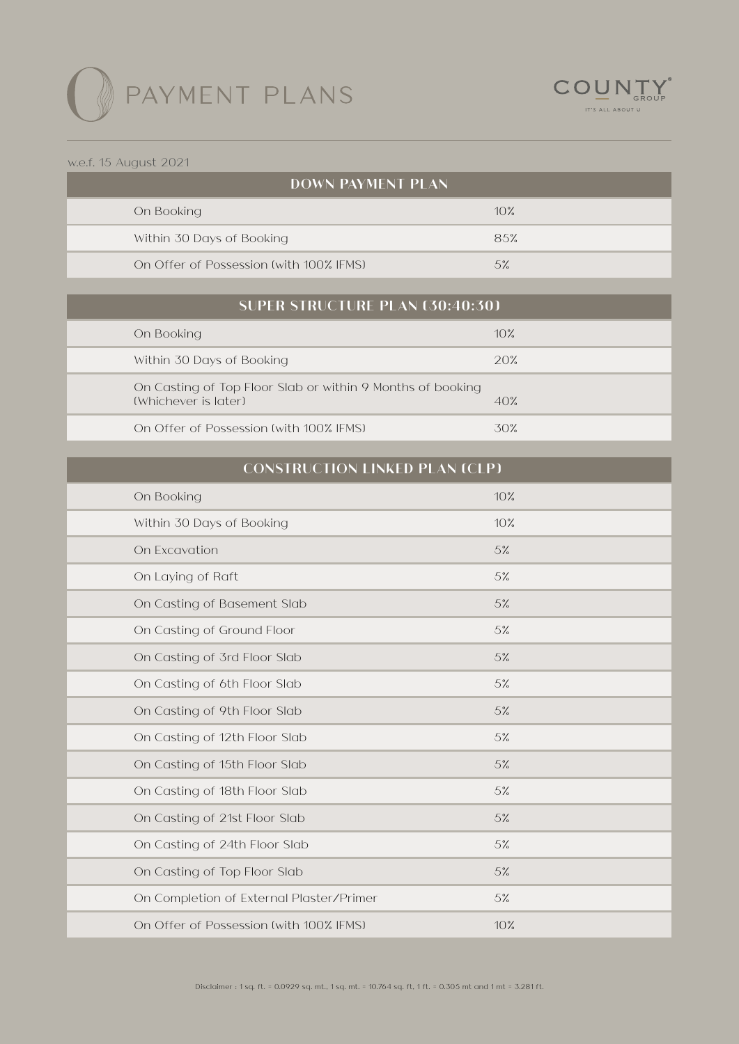# PAYMENT PLANS

COUNTY GROUP

IT'S ALL ABOUT U

w.e.f. 15 August 2021

| DOWN PAYMENT PLAN | |
|---|---|
| On Booking | 10% |
| Within 30 Days of Booking | 85% |
| On Offer of Possession (with 100% IFMS) | 5% |

| SUPER STRUCTURE PLAN (30:40:30) | |
|---|---|
| On Booking | 10% |
| Within 30 Days of Booking | 20% |
| On Casting of Top Floor Slab or within 9 Months of booking (Whichever is later) | 40% |
| On Offer of Possession (with 100% IFMS) | 30% |

| CONSTRUCTION LINKED PLAN (CLP) | |
|---|---|
| On Booking | 10% |
| Within 30 Days of Booking | 10% |
| On Excavation | 5% |
| On Laying of Raft | 5% |
| On Casting of Basement Slab | 5% |
| On Casting of Ground Floor | 5% |
| On Casting of 3rd Floor Slab | 5% |
| On Casting of 6th Floor Slab | 5% |
| On Casting of 9th Floor Slab | 5% |
| On Casting of 12th Floor Slab | 5% |
| On Casting of 15th Floor Slab | 5% |
| On Casting of 18th Floor Slab | 5% |
| On Casting of 21st Floor Slab | 5% |
| On Casting of 24th Floor Slab | 5% |
| On Casting of Top Floor Slab | 5% |
| On Completion of External Plaster/Primer | 5% |
| On Offer of Possession (with 100% IFMS) | 10% |

Disclaimer : 1 sq. ft. = 0.0929 sq. mt., 1 sq. mt. = 10.764 sq. ft, 1 ft. = 0.305 mt and 1 mt = 3.281 ft.